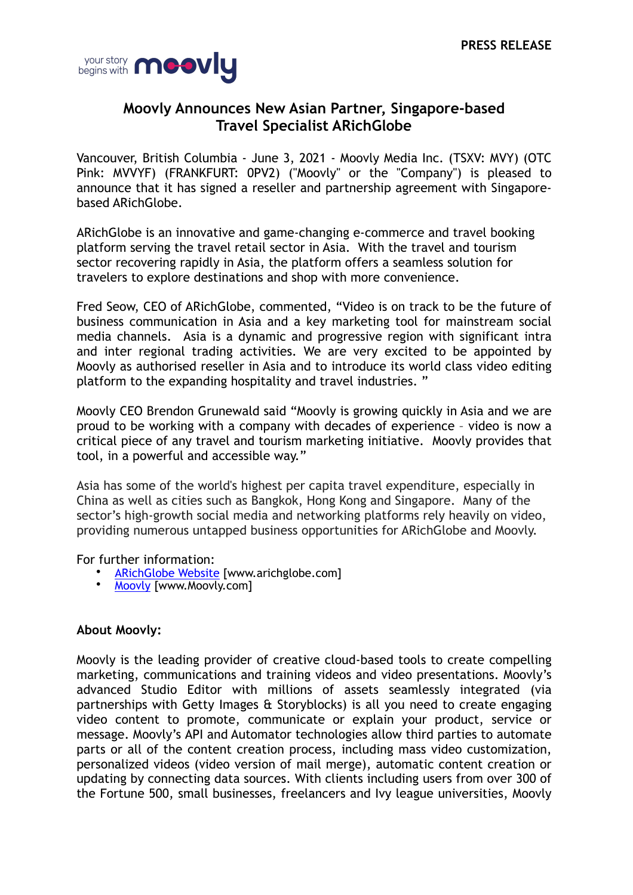**PRESS RELEASE**

your story begins with **moovly**

# Moovly Announces New Asian Partner, Singapore-based Travel Specialist ARichGlobe

Vancouver, British Columbia - June 3, 2021 - Moovly Media Inc. (TSXV: MVY) (OTC Pink: MVVYF) (FRANKFURT: 0PV2) ("Moovly" or the "Company") is pleased to announce that it has signed a reseller and partnership agreement with Singapore-based ARichGlobe.

ARichGlobe is an innovative and game-changing e-commerce and travel booking platform serving the travel retail sector in Asia. With the travel and tourism sector recovering rapidly in Asia, the platform offers a seamless solution for travelers to explore destinations and shop with more convenience.

Fred Seow, CEO of ARichGlobe, commented, "Video is on track to be the future of business communication in Asia and a key marketing tool for mainstream social media channels. Asia is a dynamic and progressive region with significant intra and inter regional trading activities. We are very excited to be appointed by Moovly as authorised reseller in Asia and to introduce its world class video editing platform to the expanding hospitality and travel industries. "

Moovly CEO Brendon Grunewald said "Moovly is growing quickly in Asia and we are proud to be working with a company with decades of experience – video is now a critical piece of any travel and tourism marketing initiative. Moovly provides that tool, in a powerful and accessible way."

Asia has some of the world's highest per capita travel expenditure, especially in China as well as cities such as Bangkok, Hong Kong and Singapore. Many of the sector's high-growth social media and networking platforms rely heavily on video, providing numerous untapped business opportunities for ARichGlobe and Moovly.

For further information:

- ARichGlobe Website [www.arichglobe.com]
- Moovly [www.Moovly.com]

**About Moovly:**

Moovly is the leading provider of creative cloud-based tools to create compelling marketing, communications and training videos and video presentations. Moovly's advanced Studio Editor with millions of assets seamlessly integrated (via partnerships with Getty Images & Storyblocks) is all you need to create engaging video content to promote, communicate or explain your product, service or message. Moovly's API and Automator technologies allow third parties to automate parts or all of the content creation process, including mass video customization, personalized videos (video version of mail merge), automatic content creation or updating by connecting data sources. With clients including users from over 300 of the Fortune 500, small businesses, freelancers and Ivy league universities, Moovly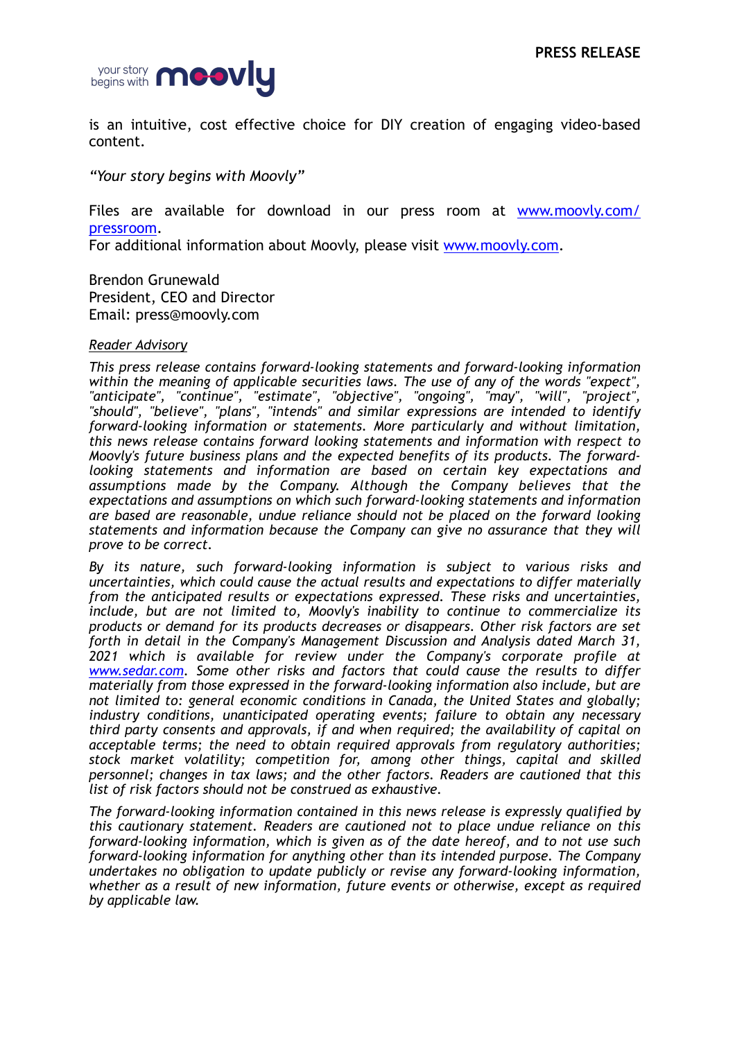is an intuitive, cost effective choice for DIY creation of engaging video-based content.

*"Your story begins with Moovly"*

Files are available for download in our press room at [www.moovly.com/pressroom](www.moovly.com/pressroom).
For additional information about Moovly, please visit [www.moovly.com](www.moovly.com).

Brendon Grunewald
President, CEO and Director
Email: press@moovly.com

<u>*Reader Advisory*</u>

*This press release contains forward-looking statements and forward-looking information within the meaning of applicable securities laws. The use of any of the words "expect", "anticipate", "continue", "estimate", "objective", "ongoing", "may", "will", "project", "should", "believe", "plans", "intends" and similar expressions are intended to identify forward-looking information or statements. More particularly and without limitation, this news release contains forward looking statements and information with respect to Moovly's future business plans and the expected benefits of its products. The forward-looking statements and information are based on certain key expectations and assumptions made by the Company. Although the Company believes that the expectations and assumptions on which such forward-looking statements and information are based are reasonable, undue reliance should not be placed on the forward looking statements and information because the Company can give no assurance that they will prove to be correct.*

*By its nature, such forward-looking information is subject to various risks and uncertainties, which could cause the actual results and expectations to differ materially from the anticipated results or expectations expressed. These risks and uncertainties, include, but are not limited to, Moovly's inability to continue to commercialize its products or demand for its products decreases or disappears. Other risk factors are set forth in detail in the Company's Management Discussion and Analysis dated March 31, 2021 which is available for review under the Company's corporate profile at [www.sedar.com](www.sedar.com). Some other risks and factors that could cause the results to differ materially from those expressed in the forward-looking information also include, but are not limited to: general economic conditions in Canada, the United States and globally; industry conditions, unanticipated operating events; failure to obtain any necessary third party consents and approvals, if and when required; the availability of capital on acceptable terms; the need to obtain required approvals from regulatory authorities; stock market volatility; competition for, among other things, capital and skilled personnel; changes in tax laws; and the other factors. Readers are cautioned that this list of risk factors should not be construed as exhaustive.*

*The forward-looking information contained in this news release is expressly qualified by this cautionary statement. Readers are cautioned not to place undue reliance on this forward-looking information, which is given as of the date hereof, and to not use such forward-looking information for anything other than its intended purpose. The Company undertakes no obligation to update publicly or revise any forward-looking information, whether as a result of new information, future events or otherwise, except as required by applicable law.*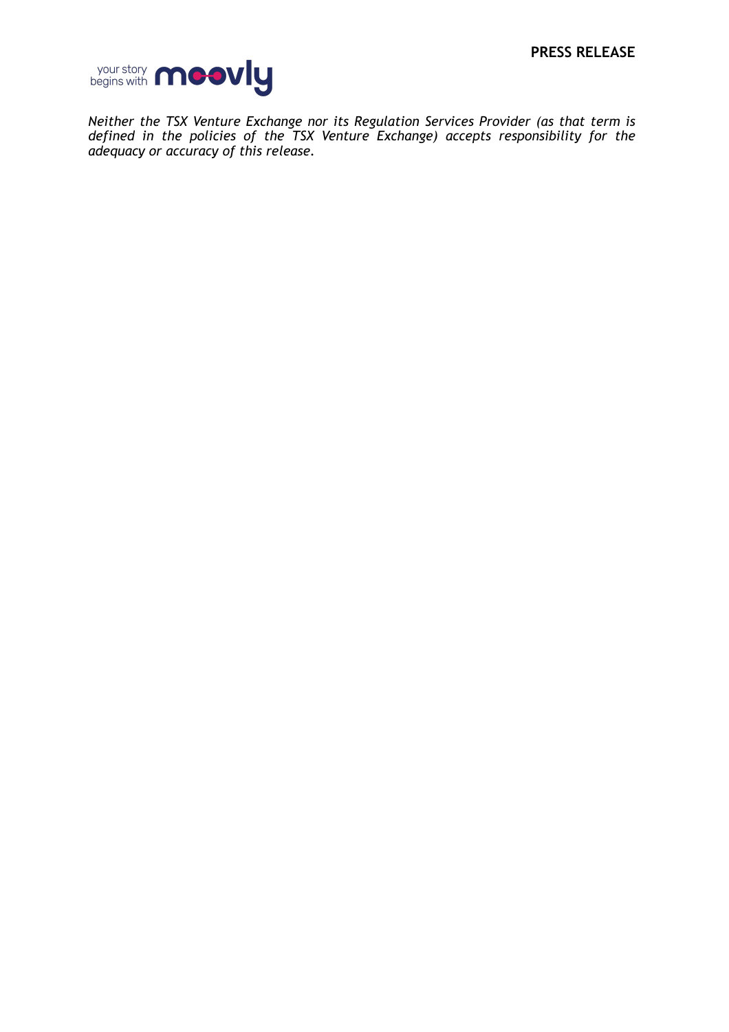*Neither the TSX Venture Exchange nor its Regulation Services Provider (as that term is defined in the policies of the TSX Venture Exchange) accepts responsibility for the adequacy or accuracy of this release.*